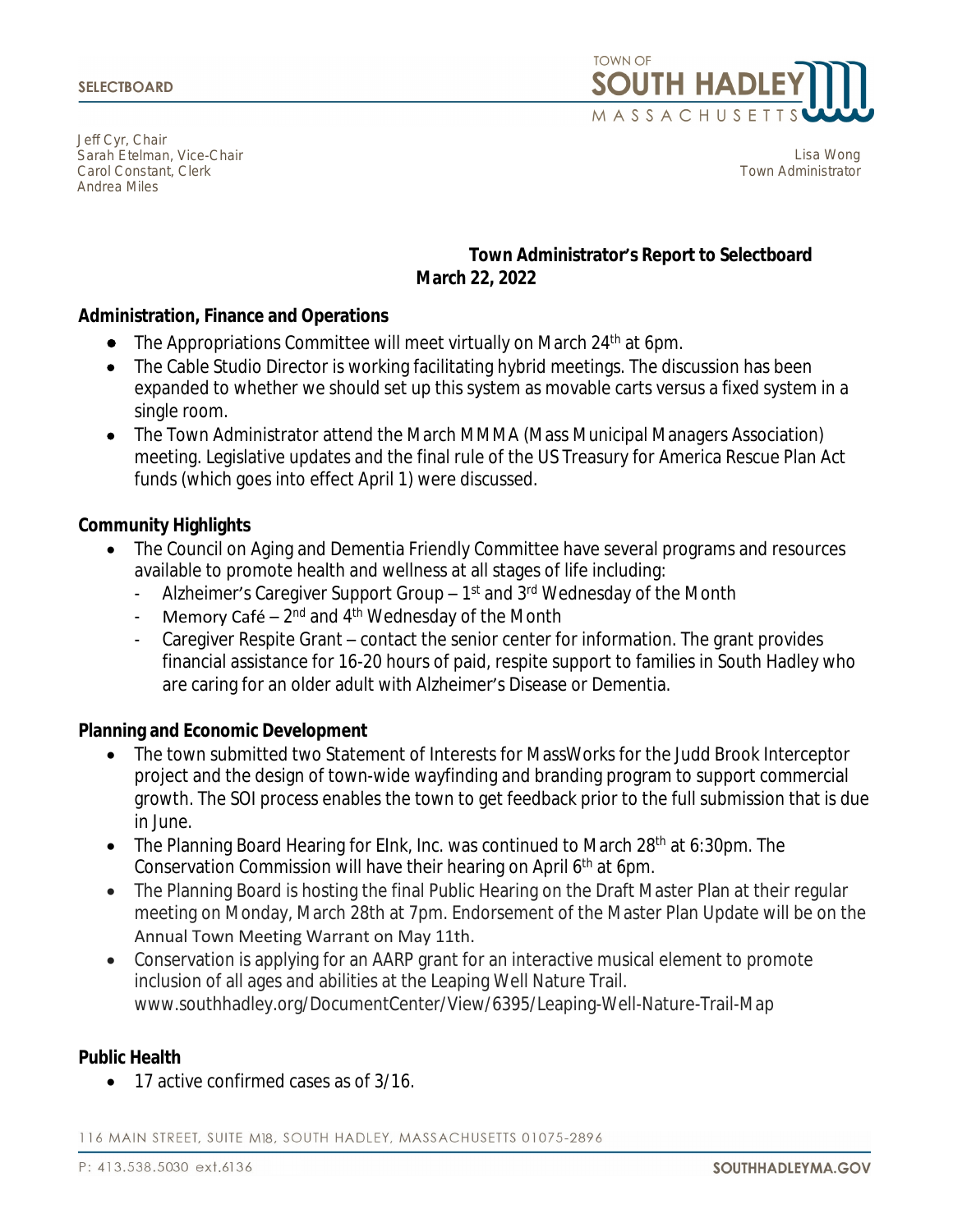**SELECTBOARD**

TOWN OF SOUTH HADLEY MASSACHUSETTS

Jeff Cyr, Chair
Sarah Etelman, Vice-Chair
Carol Constant, Clerk
Andrea Miles

Lisa Wong
Town Administrator

## Town Administrator's Report to Selectboard
## March 22, 2022

### Administration, Finance and Operations

- The Appropriations Committee will meet virtually on March 24th at 6pm.
- The Cable Studio Director is working facilitating hybrid meetings. The discussion has been expanded to whether we should set up this system as movable carts versus a fixed system in a single room.
- The Town Administrator attend the March MMMA (Mass Municipal Managers Association) meeting. Legislative updates and the final rule of the US Treasury for America Rescue Plan Act funds (which goes into effect April 1) were discussed.

### Community Highlights

- The Council on Aging and Dementia Friendly Committee have several programs and resources available to promote health and wellness at all stages of life including:
  - Alzheimer's Caregiver Support Group – 1st and 3rd Wednesday of the Month
  - Memory Café – 2nd and 4th Wednesday of the Month
  - Caregiver Respite Grant – contact the senior center for information. The grant provides financial assistance for 16-20 hours of paid, respite support to families in South Hadley who are caring for an older adult with Alzheimer's Disease or Dementia.

### Planning and Economic Development

- The town submitted two Statement of Interests for MassWorks for the Judd Brook Interceptor project and the design of town-wide wayfinding and branding program to support commercial growth. The SOI process enables the town to get feedback prior to the full submission that is due in June.
- The Planning Board Hearing for Elnk, Inc. was continued to March 28th at 6:30pm. The Conservation Commission will have their hearing on April 6th at 6pm.
- The Planning Board is hosting the final Public Hearing on the Draft Master Plan at their regular meeting on Monday, March 28th at 7pm. Endorsement of the Master Plan Update will be on the Annual Town Meeting Warrant on May 11th.
- Conservation is applying for an AARP grant for an interactive musical element to promote inclusion of all ages and abilities at the Leaping Well Nature Trail. www.southhadley.org/DocumentCenter/View/6395/Leaping-Well-Nature-Trail-Map

### Public Health

- 17 active confirmed cases as of 3/16.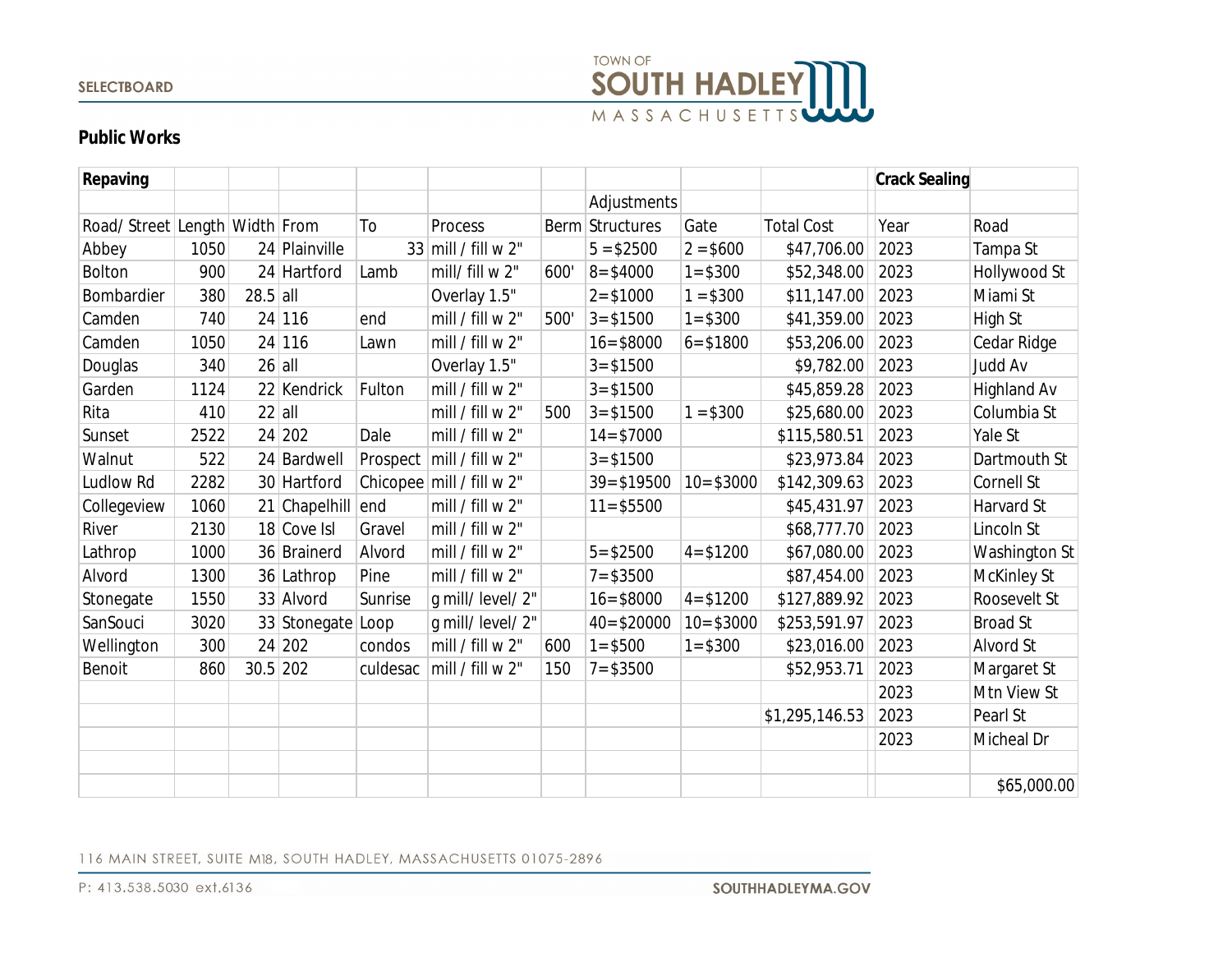SELECTBOARD

## Public Works

| Repaving | | | | | | | | | | Crack Sealing | |
|---|---|---|---|---|---|---|---|---|---|---|---|
| | | | | | | | Adjustments | | | | |
| Road/ Street | Length | Width | From | To | Process | Berm | Structures | Gate | Total Cost | Year | Road |
| Abbey | 1050 | 24 | Plainville | 33 | mill / fill w 2" | | 5 =$2500 | 2 =$600 | $47,706.00 | 2023 | Tampa St |
| Bolton | 900 | 24 | Hartford | Lamb | mill/ fill w 2" | 600' | 8=$4000 | 1=$300 | $52,348.00 | 2023 | Hollywood St |
| Bombardier | 380 | 28.5 | all | | Overlay 1.5" | | 2=$1000 | 1 =$300 | $11,147.00 | 2023 | Miami St |
| Camden | 740 | 24 | 116 | end | mill / fill w 2" | 500' | 3=$1500 | 1=$300 | $41,359.00 | 2023 | High St |
| Camden | 1050 | 24 | 116 | Lawn | mill / fill w 2" | | 16=$8000 | 6=$1800 | $53,206.00 | 2023 | Cedar Ridge |
| Douglas | 340 | 26 | all | | Overlay 1.5" | | 3=$1500 | | $9,782.00 | 2023 | Judd Av |
| Garden | 1124 | 22 | Kendrick | Fulton | mill / fill w 2" | | 3=$1500 | | $45,859.28 | 2023 | Highland Av |
| Rita | 410 | 22 | all | | mill / fill w 2" | 500 | 3=$1500 | 1 =$300 | $25,680.00 | 2023 | Columbia St |
| Sunset | 2522 | 24 | 202 | Dale | mill / fill w 2" | | 14=$7000 | | $115,580.51 | 2023 | Yale St |
| Walnut | 522 | 24 | Bardwell | Prospect | mill / fill w 2" | | 3=$1500 | | $23,973.84 | 2023 | Dartmouth St |
| Ludlow Rd | 2282 | 30 | Hartford | Chicopee | mill / fill w 2" | | 39=$19500 | 10=$3000 | $142,309.63 | 2023 | Cornell St |
| Collegeview | 1060 | 21 | Chapelhill | end | mill / fill w 2" | | 11=$5500 | | $45,431.97 | 2023 | Harvard St |
| River | 2130 | 18 | Cove Isl | Gravel | mill / fill w 2" | | | | $68,777.70 | 2023 | Lincoln St |
| Lathrop | 1000 | 36 | Brainerd | Alvord | mill / fill w 2" | | 5=$2500 | 4=$1200 | $67,080.00 | 2023 | Washington St |
| Alvord | 1300 | 36 | Lathrop | Pine | mill / fill w 2" | | 7=$3500 | | $87,454.00 | 2023 | McKinley St |
| Stonegate | 1550 | 33 | Alvord | Sunrise | g mill/ level/ 2" | | 16=$8000 | 4=$1200 | $127,889.92 | 2023 | Roosevelt St |
| SanSouci | 3020 | 33 | Stonegate | Loop | g mill/ level/ 2" | | 40=$20000 | 10=$3000 | $253,591.97 | 2023 | Broad St |
| Wellington | 300 | 24 | 202 | condos | mill / fill w 2" | 600 | 1=$500 | 1=$300 | $23,016.00 | 2023 | Alvord St |
| Benoit | 860 | 30.5 | 202 | culdesac | mill / fill w 2" | 150 | 7=$3500 | | $52,953.71 | 2023 | Margaret St |
| | | | | | | | | | | 2023 | Mtn View St |
| | | | | | | | | | $1,295,146.53 | 2023 | Pearl St |
| | | | | | | | | | | 2023 | Micheal Dr |
| | | | | | | | | | | | |
| | | | | | | | | | | | $65,000.00 |

116 MAIN STREET, SUITE M18, SOUTH HADLEY, MASSACHUSETTS 01075-2896

P: 413.538.5030 ext.6136

SOUTHHADLEYMA.GOV